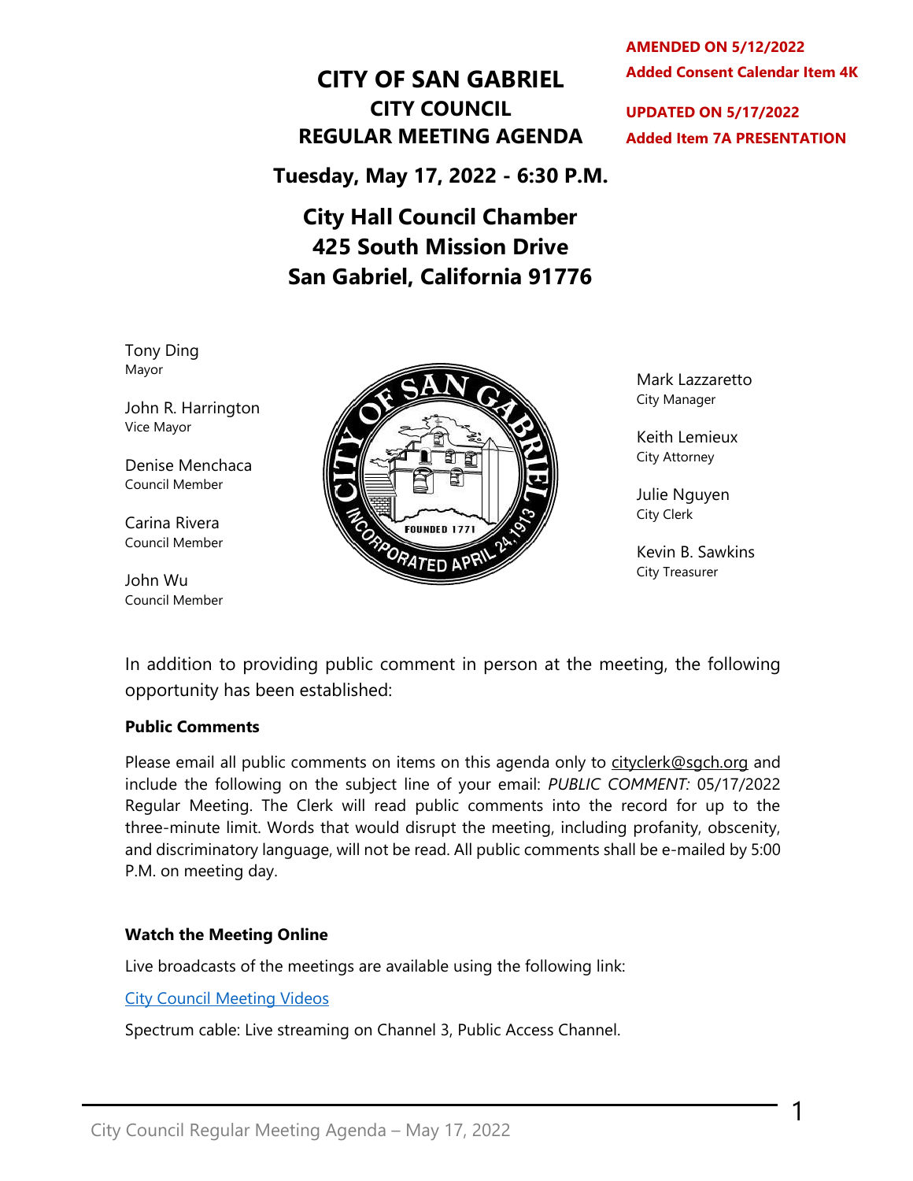**AMENDED ON 5/12/2022**
**Added Consent Calendar Item 4K**

**UPDATED ON 5/17/2022**
**Added Item 7A PRESENTATION**

# CITY OF SAN GABRIEL
## CITY COUNCIL
## REGULAR MEETING AGENDA

**Tuesday, May 17, 2022 - 6:30 P.M.**

**City Hall Council Chamber**
**425 South Mission Drive**
**San Gabriel, California 91776**

Tony Ding
Mayor

John R. Harrington
Vice Mayor

Denise Menchaca
Council Member

Carina Rivera
Council Member

John Wu
Council Member

Mark Lazzaretto
City Manager

Keith Lemieux
City Attorney

Julie Nguyen
City Clerk

Kevin B. Sawkins
City Treasurer

In addition to providing public comment in person at the meeting, the following opportunity has been established:

**Public Comments**

Please email all public comments on items on this agenda only to cityclerk@sgch.org and include the following on the subject line of your email: *PUBLIC COMMENT:* 05/17/2022 Regular Meeting. The Clerk will read public comments into the record for up to the three-minute limit. Words that would disrupt the meeting, including profanity, obscenity, and discriminatory language, will not be read. All public comments shall be e-mailed by 5:00 P.M. on meeting day.

**Watch the Meeting Online**

Live broadcasts of the meetings are available using the following link:

City Council Meeting Videos

Spectrum cable: Live streaming on Channel 3, Public Access Channel.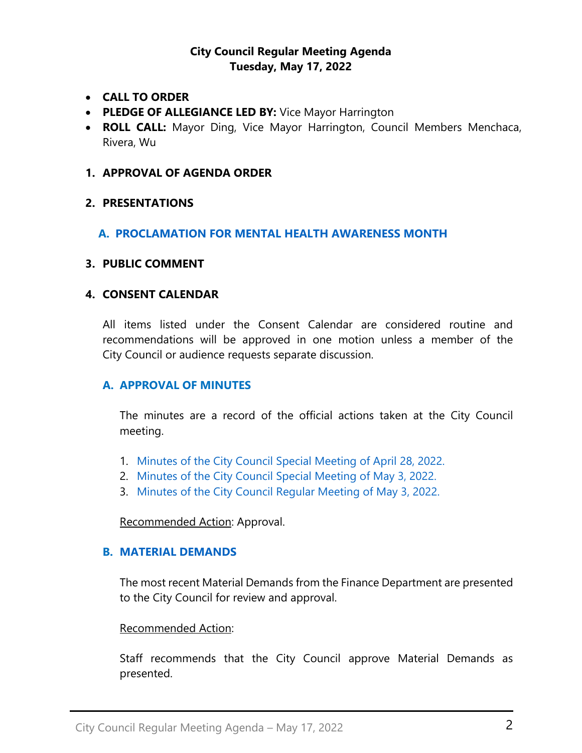# City Council Regular Meeting Agenda
# Tuesday, May 17, 2022

- **CALL TO ORDER**
- **PLEDGE OF ALLEGIANCE LED BY:** Vice Mayor Harrington
- **ROLL CALL:** Mayor Ding, Vice Mayor Harrington, Council Members Menchaca, Rivera, Wu

## 1. APPROVAL OF AGENDA ORDER

## 2. PRESENTATIONS

### A. PROCLAMATION FOR MENTAL HEALTH AWARENESS MONTH

## 3. PUBLIC COMMENT

## 4. CONSENT CALENDAR

All items listed under the Consent Calendar are considered routine and recommendations will be approved in one motion unless a member of the City Council or audience requests separate discussion.

### A. APPROVAL OF MINUTES

The minutes are a record of the official actions taken at the City Council meeting.

1. Minutes of the City Council Special Meeting of April 28, 2022.
2. Minutes of the City Council Special Meeting of May 3, 2022.
3. Minutes of the City Council Regular Meeting of May 3, 2022.

Recommended Action: Approval.

### B. MATERIAL DEMANDS

The most recent Material Demands from the Finance Department are presented to the City Council for review and approval.

Recommended Action:

Staff recommends that the City Council approve Material Demands as presented.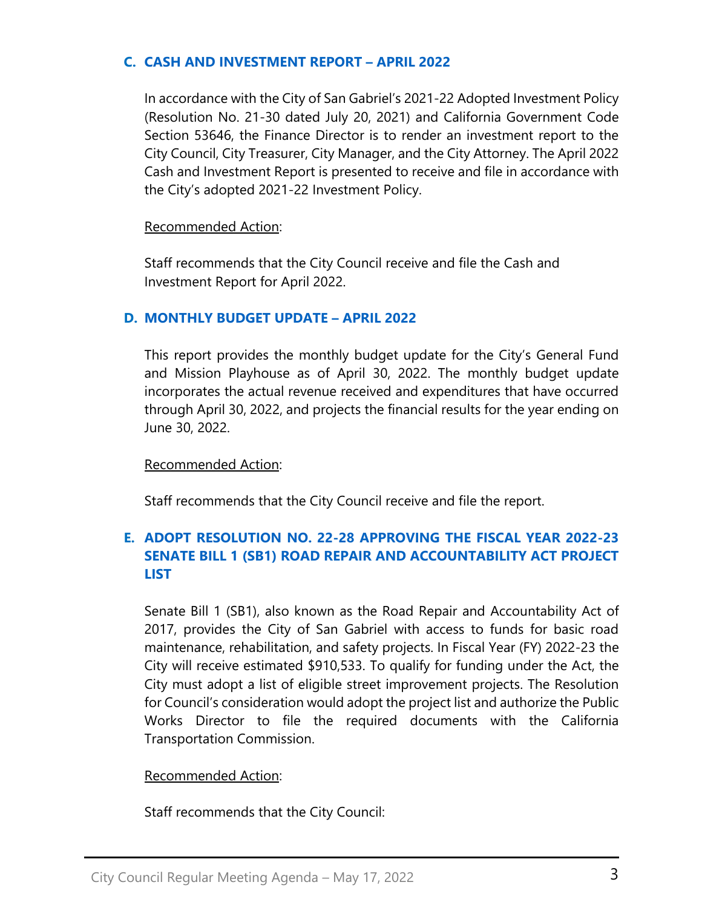### C. CASH AND INVESTMENT REPORT – APRIL 2022

In accordance with the City of San Gabriel's 2021-22 Adopted Investment Policy (Resolution No. 21-30 dated July 20, 2021) and California Government Code Section 53646, the Finance Director is to render an investment report to the City Council, City Treasurer, City Manager, and the City Attorney. The April 2022 Cash and Investment Report is presented to receive and file in accordance with the City's adopted 2021-22 Investment Policy.

Recommended Action:

Staff recommends that the City Council receive and file the Cash and Investment Report for April 2022.

### D. MONTHLY BUDGET UPDATE – APRIL 2022

This report provides the monthly budget update for the City's General Fund and Mission Playhouse as of April 30, 2022. The monthly budget update incorporates the actual revenue received and expenditures that have occurred through April 30, 2022, and projects the financial results for the year ending on June 30, 2022.

Recommended Action:

Staff recommends that the City Council receive and file the report.

### E. ADOPT RESOLUTION NO. 22-28 APPROVING THE FISCAL YEAR 2022-23 SENATE BILL 1 (SB1) ROAD REPAIR AND ACCOUNTABILITY ACT PROJECT LIST

Senate Bill 1 (SB1), also known as the Road Repair and Accountability Act of 2017, provides the City of San Gabriel with access to funds for basic road maintenance, rehabilitation, and safety projects. In Fiscal Year (FY) 2022-23 the City will receive estimated $910,533. To qualify for funding under the Act, the City must adopt a list of eligible street improvement projects. The Resolution for Council's consideration would adopt the project list and authorize the Public Works Director to file the required documents with the California Transportation Commission.

Recommended Action:

Staff recommends that the City Council: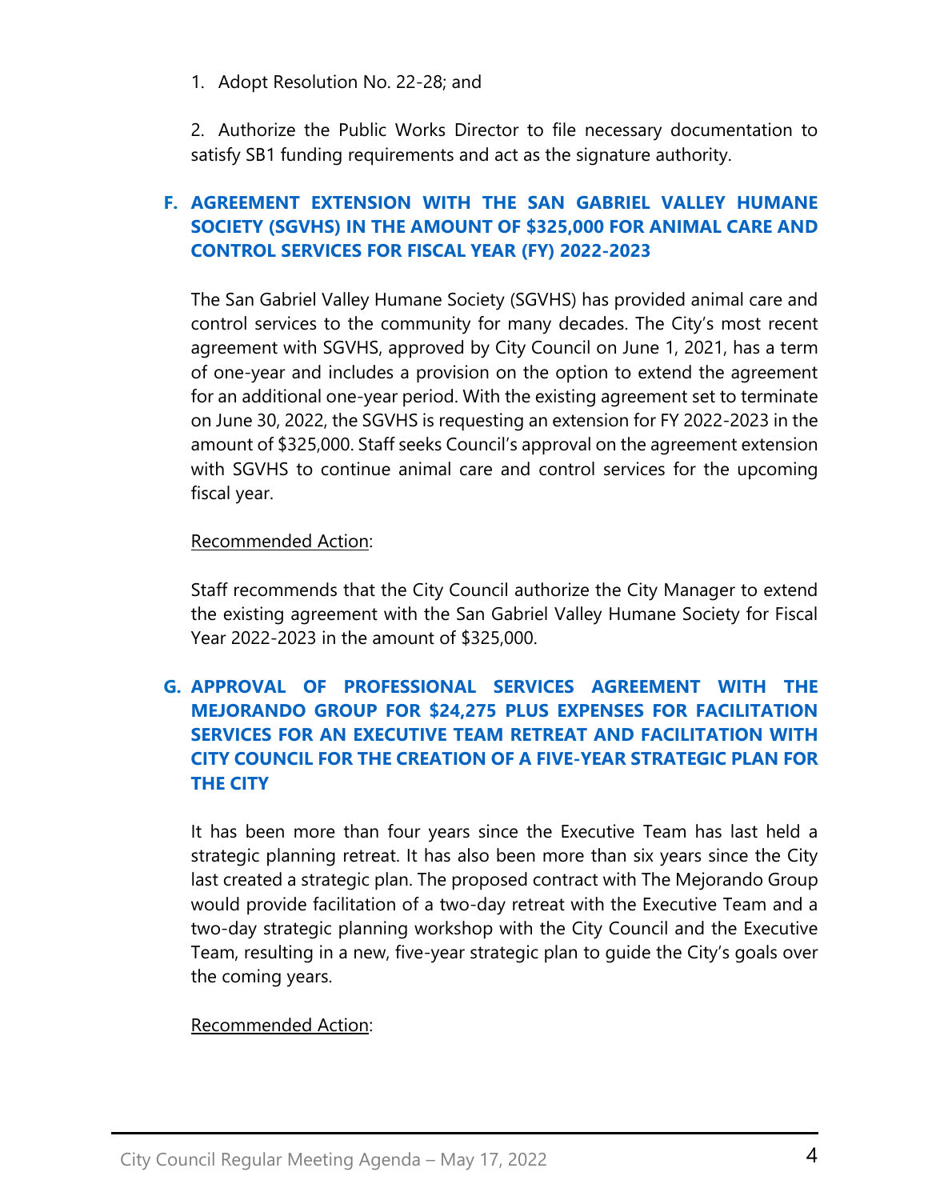1. Adopt Resolution No. 22-28; and

2. Authorize the Public Works Director to file necessary documentation to satisfy SB1 funding requirements and act as the signature authority.

### F. AGREEMENT EXTENSION WITH THE SAN GABRIEL VALLEY HUMANE SOCIETY (SGVHS) IN THE AMOUNT OF $325,000 FOR ANIMAL CARE AND CONTROL SERVICES FOR FISCAL YEAR (FY) 2022-2023

The San Gabriel Valley Humane Society (SGVHS) has provided animal care and control services to the community for many decades. The City's most recent agreement with SGVHS, approved by City Council on June 1, 2021, has a term of one-year and includes a provision on the option to extend the agreement for an additional one-year period. With the existing agreement set to terminate on June 30, 2022, the SGVHS is requesting an extension for FY 2022-2023 in the amount of $325,000. Staff seeks Council's approval on the agreement extension with SGVHS to continue animal care and control services for the upcoming fiscal year.

<u>Recommended Action</u>:

Staff recommends that the City Council authorize the City Manager to extend the existing agreement with the San Gabriel Valley Humane Society for Fiscal Year 2022-2023 in the amount of $325,000.

### G. APPROVAL OF PROFESSIONAL SERVICES AGREEMENT WITH THE MEJORANDO GROUP FOR $24,275 PLUS EXPENSES FOR FACILITATION SERVICES FOR AN EXECUTIVE TEAM RETREAT AND FACILITATION WITH CITY COUNCIL FOR THE CREATION OF A FIVE-YEAR STRATEGIC PLAN FOR THE CITY

It has been more than four years since the Executive Team has last held a strategic planning retreat. It has also been more than six years since the City last created a strategic plan. The proposed contract with The Mejorando Group would provide facilitation of a two-day retreat with the Executive Team and a two-day strategic planning workshop with the City Council and the Executive Team, resulting in a new, five-year strategic plan to guide the City's goals over the coming years.

<u>Recommended Action</u>: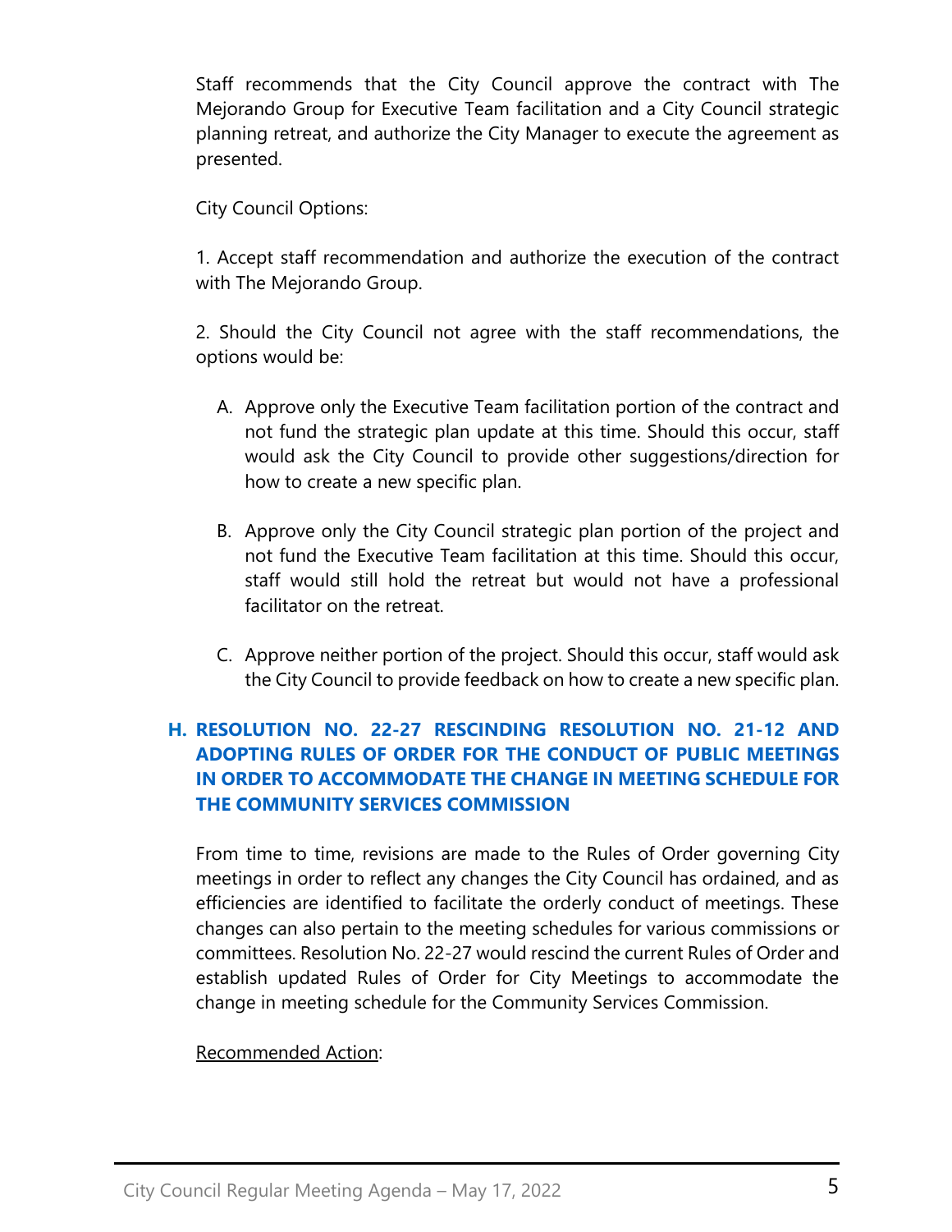Staff recommends that the City Council approve the contract with The Mejorando Group for Executive Team facilitation and a City Council strategic planning retreat, and authorize the City Manager to execute the agreement as presented.

City Council Options:

1. Accept staff recommendation and authorize the execution of the contract with The Mejorando Group.

2. Should the City Council not agree with the staff recommendations, the options would be:

   A. Approve only the Executive Team facilitation portion of the contract and not fund the strategic plan update at this time. Should this occur, staff would ask the City Council to provide other suggestions/direction for how to create a new specific plan.

   B. Approve only the City Council strategic plan portion of the project and not fund the Executive Team facilitation at this time. Should this occur, staff would still hold the retreat but would not have a professional facilitator on the retreat.

   C. Approve neither portion of the project. Should this occur, staff would ask the City Council to provide feedback on how to create a new specific plan.

### H. RESOLUTION NO. 22-27 RESCINDING RESOLUTION NO. 21-12 AND ADOPTING RULES OF ORDER FOR THE CONDUCT OF PUBLIC MEETINGS IN ORDER TO ACCOMMODATE THE CHANGE IN MEETING SCHEDULE FOR THE COMMUNITY SERVICES COMMISSION

From time to time, revisions are made to the Rules of Order governing City meetings in order to reflect any changes the City Council has ordained, and as efficiencies are identified to facilitate the orderly conduct of meetings. These changes can also pertain to the meeting schedules for various commissions or committees. Resolution No. 22-27 would rescind the current Rules of Order and establish updated Rules of Order for City Meetings to accommodate the change in meeting schedule for the Community Services Commission.

<u>Recommended Action</u>: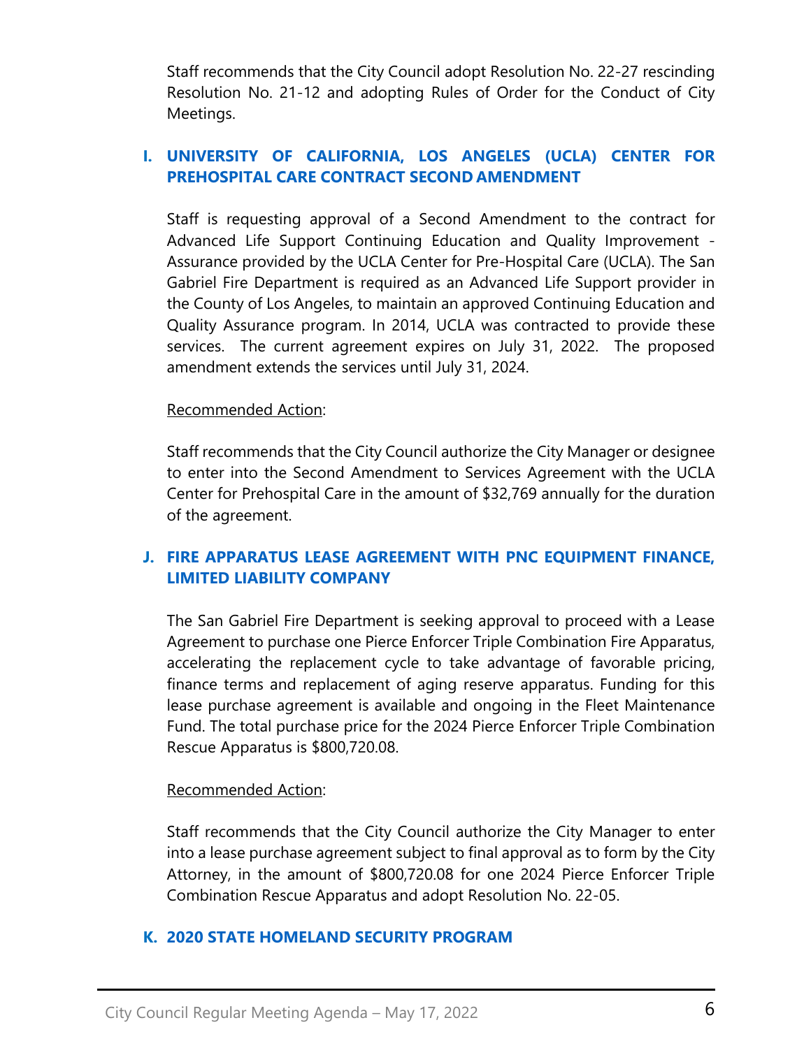Staff recommends that the City Council adopt Resolution No. 22-27 rescinding Resolution No. 21-12 and adopting Rules of Order for the Conduct of City Meetings.

### I. UNIVERSITY OF CALIFORNIA, LOS ANGELES (UCLA) CENTER FOR PREHOSPITAL CARE CONTRACT SECOND AMENDMENT

Staff is requesting approval of a Second Amendment to the contract for Advanced Life Support Continuing Education and Quality Improvement - Assurance provided by the UCLA Center for Pre-Hospital Care (UCLA). The San Gabriel Fire Department is required as an Advanced Life Support provider in the County of Los Angeles, to maintain an approved Continuing Education and Quality Assurance program. In 2014, UCLA was contracted to provide these services. The current agreement expires on July 31, 2022. The proposed amendment extends the services until July 31, 2024.

Recommended Action:

Staff recommends that the City Council authorize the City Manager or designee to enter into the Second Amendment to Services Agreement with the UCLA Center for Prehospital Care in the amount of $32,769 annually for the duration of the agreement.

### J. FIRE APPARATUS LEASE AGREEMENT WITH PNC EQUIPMENT FINANCE, LIMITED LIABILITY COMPANY

The San Gabriel Fire Department is seeking approval to proceed with a Lease Agreement to purchase one Pierce Enforcer Triple Combination Fire Apparatus, accelerating the replacement cycle to take advantage of favorable pricing, finance terms and replacement of aging reserve apparatus. Funding for this lease purchase agreement is available and ongoing in the Fleet Maintenance Fund. The total purchase price for the 2024 Pierce Enforcer Triple Combination Rescue Apparatus is $800,720.08.

Recommended Action:

Staff recommends that the City Council authorize the City Manager to enter into a lease purchase agreement subject to final approval as to form by the City Attorney, in the amount of $800,720.08 for one 2024 Pierce Enforcer Triple Combination Rescue Apparatus and adopt Resolution No. 22-05.

### K. 2020 STATE HOMELAND SECURITY PROGRAM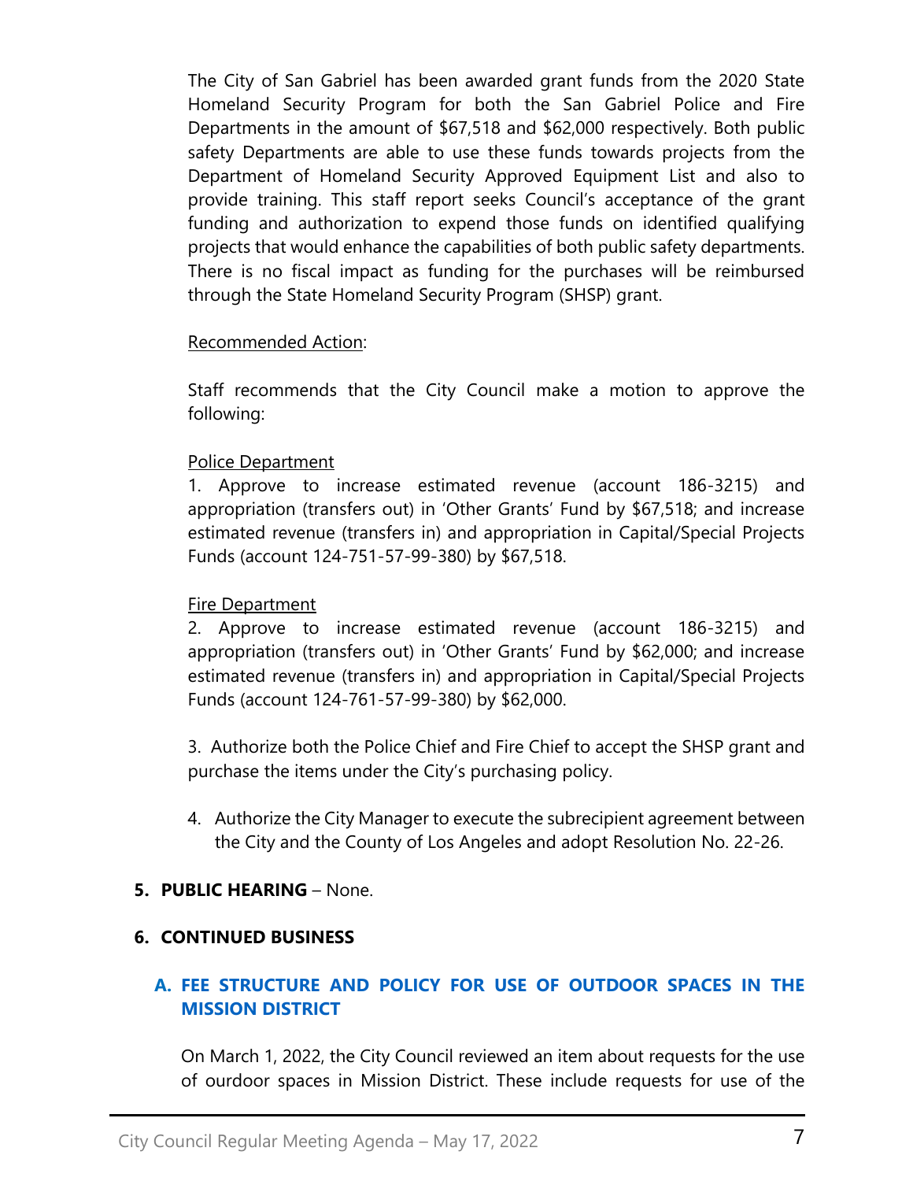The City of San Gabriel has been awarded grant funds from the 2020 State Homeland Security Program for both the San Gabriel Police and Fire Departments in the amount of $67,518 and $62,000 respectively. Both public safety Departments are able to use these funds towards projects from the Department of Homeland Security Approved Equipment List and also to provide training. This staff report seeks Council's acceptance of the grant funding and authorization to expend those funds on identified qualifying projects that would enhance the capabilities of both public safety departments. There is no fiscal impact as funding for the purchases will be reimbursed through the State Homeland Security Program (SHSP) grant.

Recommended Action:

Staff recommends that the City Council make a motion to approve the following:

Police Department

1. Approve to increase estimated revenue (account 186-3215) and appropriation (transfers out) in 'Other Grants' Fund by $67,518; and increase estimated revenue (transfers in) and appropriation in Capital/Special Projects Funds (account 124-751-57-99-380) by $67,518.

Fire Department

2. Approve to increase estimated revenue (account 186-3215) and appropriation (transfers out) in 'Other Grants' Fund by $62,000; and increase estimated revenue (transfers in) and appropriation in Capital/Special Projects Funds (account 124-761-57-99-380) by $62,000.

3. Authorize both the Police Chief and Fire Chief to accept the SHSP grant and purchase the items under the City's purchasing policy.

4. Authorize the City Manager to execute the subrecipient agreement between the City and the County of Los Angeles and adopt Resolution No. 22-26.

**5. PUBLIC HEARING** – None.

**6. CONTINUED BUSINESS**

### A. FEE STRUCTURE AND POLICY FOR USE OF OUTDOOR SPACES IN THE MISSION DISTRICT

On March 1, 2022, the City Council reviewed an item about requests for the use of ourdoor spaces in Mission District. These include requests for use of the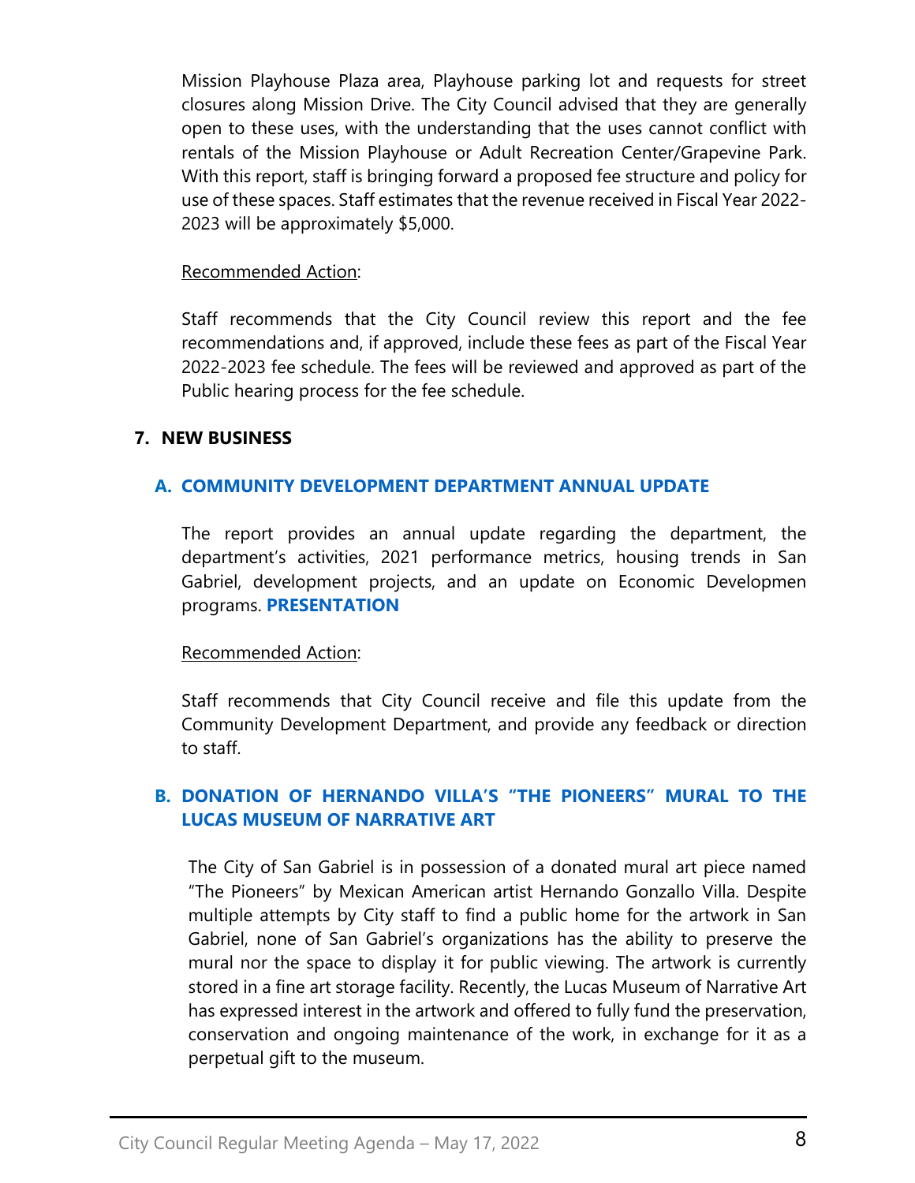Mission Playhouse Plaza area, Playhouse parking lot and requests for street closures along Mission Drive. The City Council advised that they are generally open to these uses, with the understanding that the uses cannot conflict with rentals of the Mission Playhouse or Adult Recreation Center/Grapevine Park. With this report, staff is bringing forward a proposed fee structure and policy for use of these spaces. Staff estimates that the revenue received in Fiscal Year 2022-2023 will be approximately $5,000.

Recommended Action:

Staff recommends that the City Council review this report and the fee recommendations and, if approved, include these fees as part of the Fiscal Year 2022-2023 fee schedule. The fees will be reviewed and approved as part of the Public hearing process for the fee schedule.

## 7. NEW BUSINESS

### A. COMMUNITY DEVELOPMENT DEPARTMENT ANNUAL UPDATE

The report provides an annual update regarding the department, the department's activities, 2021 performance metrics, housing trends in San Gabriel, development projects, and an update on Economic Developmen programs. **PRESENTATION**

Recommended Action:

Staff recommends that City Council receive and file this update from the Community Development Department, and provide any feedback or direction to staff.

### B. DONATION OF HERNANDO VILLA'S "THE PIONEERS" MURAL TO THE LUCAS MUSEUM OF NARRATIVE ART

The City of San Gabriel is in possession of a donated mural art piece named "The Pioneers" by Mexican American artist Hernando Gonzallo Villa. Despite multiple attempts by City staff to find a public home for the artwork in San Gabriel, none of San Gabriel's organizations has the ability to preserve the mural nor the space to display it for public viewing. The artwork is currently stored in a fine art storage facility. Recently, the Lucas Museum of Narrative Art has expressed interest in the artwork and offered to fully fund the preservation, conservation and ongoing maintenance of the work, in exchange for it as a perpetual gift to the museum.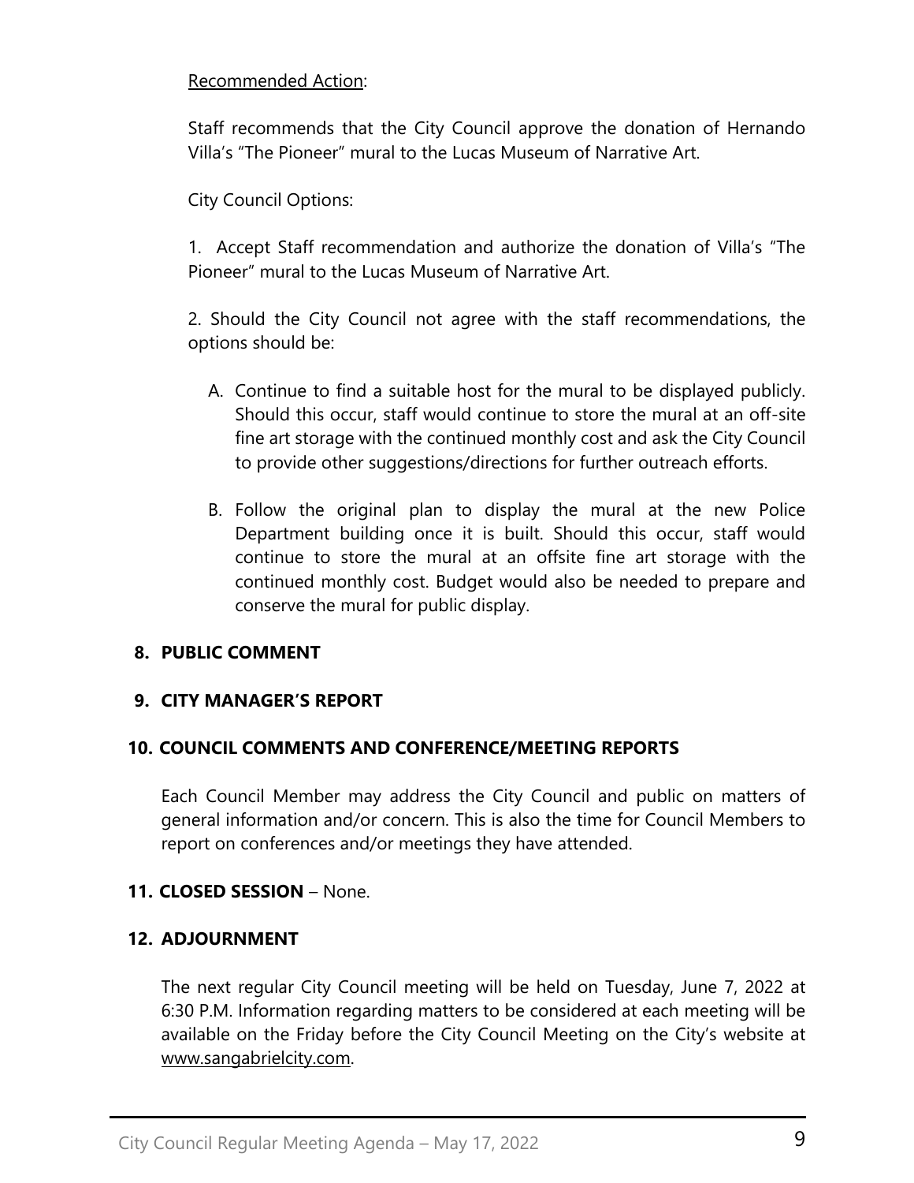Recommended Action:

Staff recommends that the City Council approve the donation of Hernando Villa's "The Pioneer" mural to the Lucas Museum of Narrative Art.

City Council Options:

1. Accept Staff recommendation and authorize the donation of Villa's "The Pioneer" mural to the Lucas Museum of Narrative Art.

2. Should the City Council not agree with the staff recommendations, the options should be:

   A. Continue to find a suitable host for the mural to be displayed publicly. Should this occur, staff would continue to store the mural at an off-site fine art storage with the continued monthly cost and ask the City Council to provide other suggestions/directions for further outreach efforts.

   B. Follow the original plan to display the mural at the new Police Department building once it is built. Should this occur, staff would continue to store the mural at an offsite fine art storage with the continued monthly cost. Budget would also be needed to prepare and conserve the mural for public display.

## 8. PUBLIC COMMENT

## 9. CITY MANAGER'S REPORT

## 10. COUNCIL COMMENTS AND CONFERENCE/MEETING REPORTS

Each Council Member may address the City Council and public on matters of general information and/or concern. This is also the time for Council Members to report on conferences and/or meetings they have attended.

## 11. CLOSED SESSION – None.

## 12. ADJOURNMENT

The next regular City Council meeting will be held on Tuesday, June 7, 2022 at 6:30 P.M. Information regarding matters to be considered at each meeting will be available on the Friday before the City Council Meeting on the City's website at www.sangabrielcity.com.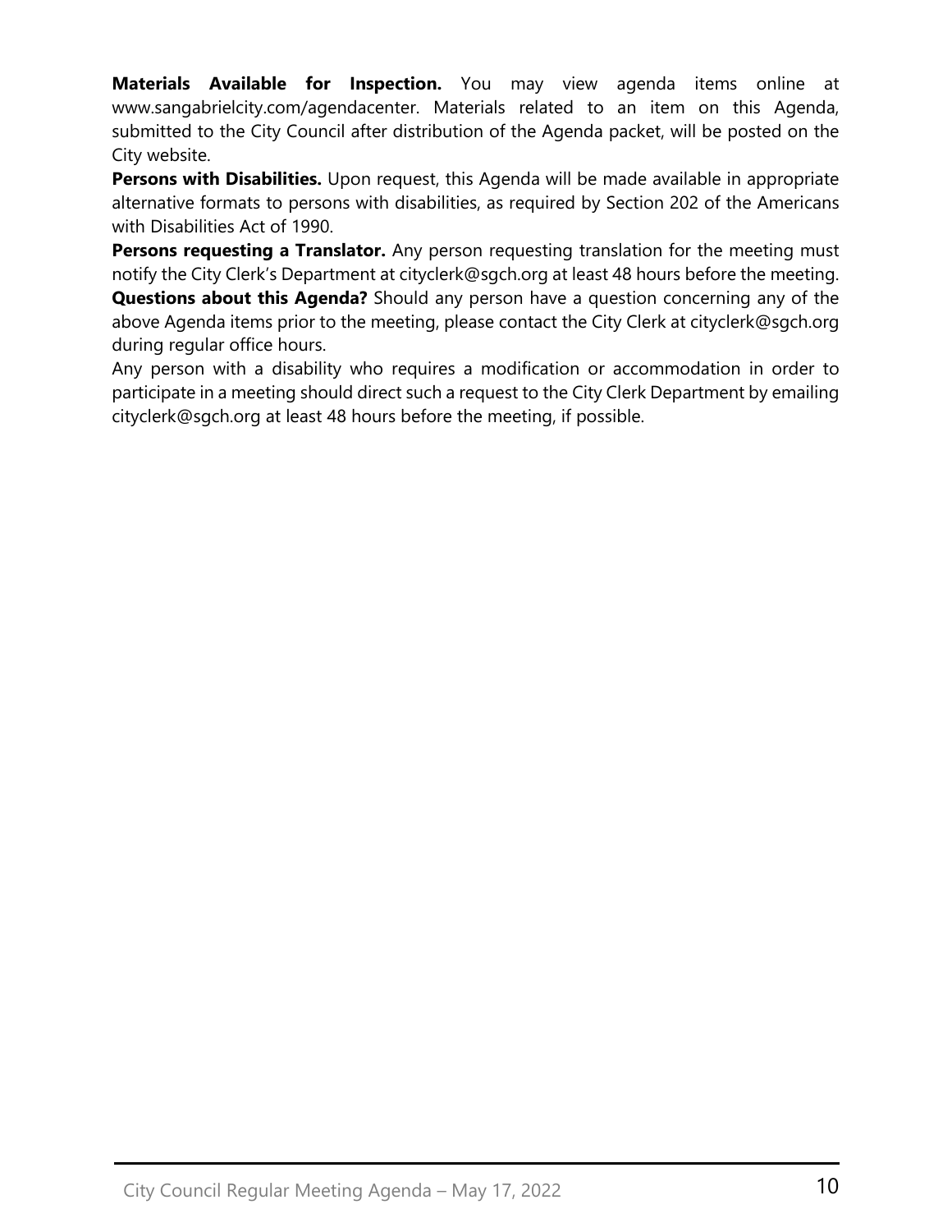**Materials Available for Inspection.** You may view agenda items online at www.sangabrielcity.com/agendacenter. Materials related to an item on this Agenda, submitted to the City Council after distribution of the Agenda packet, will be posted on the City website.

**Persons with Disabilities.** Upon request, this Agenda will be made available in appropriate alternative formats to persons with disabilities, as required by Section 202 of the Americans with Disabilities Act of 1990.

**Persons requesting a Translator.** Any person requesting translation for the meeting must notify the City Clerk's Department at cityclerk@sgch.org at least 48 hours before the meeting.

**Questions about this Agenda?** Should any person have a question concerning any of the above Agenda items prior to the meeting, please contact the City Clerk at cityclerk@sgch.org during regular office hours.

Any person with a disability who requires a modification or accommodation in order to participate in a meeting should direct such a request to the City Clerk Department by emailing cityclerk@sgch.org at least 48 hours before the meeting, if possible.